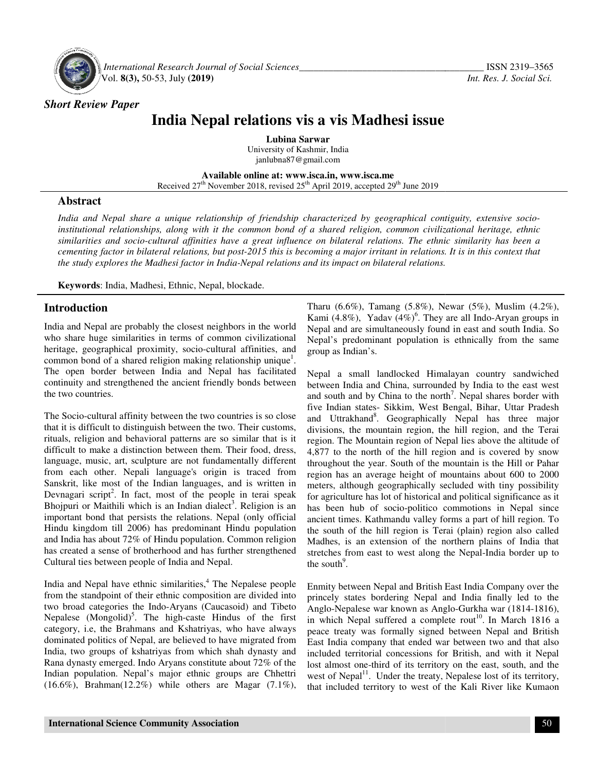*Short Review Paper*

# India Nepal relations vis a vis Madhesi issue

**Lubina Sarwar**
University of Kashmir, India
janlubna87@gmail.com

**Available online at: www.isca.in, www.isca.me**
Received 27th November 2018, revised 25th April 2019, accepted 29th June 2019

## Abstract

*India and Nepal share a unique relationship of friendship characterized by geographical contiguity, extensive socio-institutional relationships, along with it the common bond of a shared religion, common civilizational heritage, ethnic similarities and socio-cultural affinities have a great influence on bilateral relations. The ethnic similarity has been a cementing factor in bilateral relations, but post-2015 this is becoming a major irritant in relations. It is in this context that the study explores the Madhesi factor in India-Nepal relations and its impact on bilateral relations.*

**Keywords**: India, Madhesi, Ethnic, Nepal, blockade.

## Introduction

India and Nepal are probably the closest neighbors in the world who share huge similarities in terms of common civilizational heritage, geographical proximity, socio-cultural affinities, and common bond of a shared religion making relationship unique[1]. The open border between India and Nepal has facilitated continuity and strengthened the ancient friendly bonds between the two countries.

The Socio-cultural affinity between the two countries is so close that it is difficult to distinguish between the two. Their customs, rituals, religion and behavioral patterns are so similar that is it difficult to make a distinction between them. Their food, dress, language, music, art, sculpture are not fundamentally different from each other. Nepali language's origin is traced from Sanskrit, like most of the Indian languages, and is written in Devnagari script[2]. In fact, most of the people in terai speak Bhojpuri or Maithili which is an Indian dialect[3]. Religion is an important bond that persists the relations. Nepal (only official Hindu kingdom till 2006) has predominant Hindu population and India has about 72% of Hindu population. Common religion has created a sense of brotherhood and has further strengthened Cultural ties between people of India and Nepal.

India and Nepal have ethnic similarities,[4] The Nepalese people from the standpoint of their ethnic composition are divided into two broad categories the Indo-Aryans (Caucasoid) and Tibeto Nepalese (Mongolid)[5]. The high-caste Hindus of the first category, i.e, the Brahmans and Kshatriyas, who have always dominated politics of Nepal, are believed to have migrated from India, two groups of kshatriyas from which shah dynasty and Rana dynasty emerged. Indo Aryans constitute about 72% of the Indian population. Nepal's major ethnic groups are Chhettri (16.6%), Brahman(12.2%) while others are Magar (7.1%), Tharu (6.6%), Tamang (5.8%), Newar (5%), Muslim (4.2%), Kami (4.8%), Yadav (4%)[6]. They are all Indo-Aryan groups in Nepal and are simultaneously found in east and south India. So Nepal's predominant population is ethnically from the same group as Indian's.

Nepal a small landlocked Himalayan country sandwiched between India and China, surrounded by India to the east west and south and by China to the north[7]. Nepal shares border with five Indian states- Sikkim, West Bengal, Bihar, Uttar Pradesh and Uttrakhand[8]. Geographically Nepal has three major divisions, the mountain region, the hill region, and the Terai region. The Mountain region of Nepal lies above the altitude of 4,877 to the north of the hill region and is covered by snow throughout the year. South of the mountain is the Hill or Pahar region has an average height of mountains about 600 to 2000 meters, although geographically secluded with tiny possibility for agriculture has lot of historical and political significance as it has been hub of socio-politico commotions in Nepal since ancient times. Kathmandu valley forms a part of hill region. To the south of the hill region is Terai (plain) region also called Madhes, is an extension of the northern plains of India that stretches from east to west along the Nepal-India border up to the south[9].

Enmity between Nepal and British East India Company over the princely states bordering Nepal and India finally led to the Anglo-Nepalese war known as Anglo-Gurkha war (1814-1816), in which Nepal suffered a complete rout[10]. In March 1816 a peace treaty was formally signed between Nepal and British East India company that ended war between two and that also included territorial concessions for British, and with it Nepal lost almost one-third of its territory on the east, south, and the west of Nepal[11]. Under the treaty, Nepalese lost of its territory, that included territory to west of the Kali River like Kumaon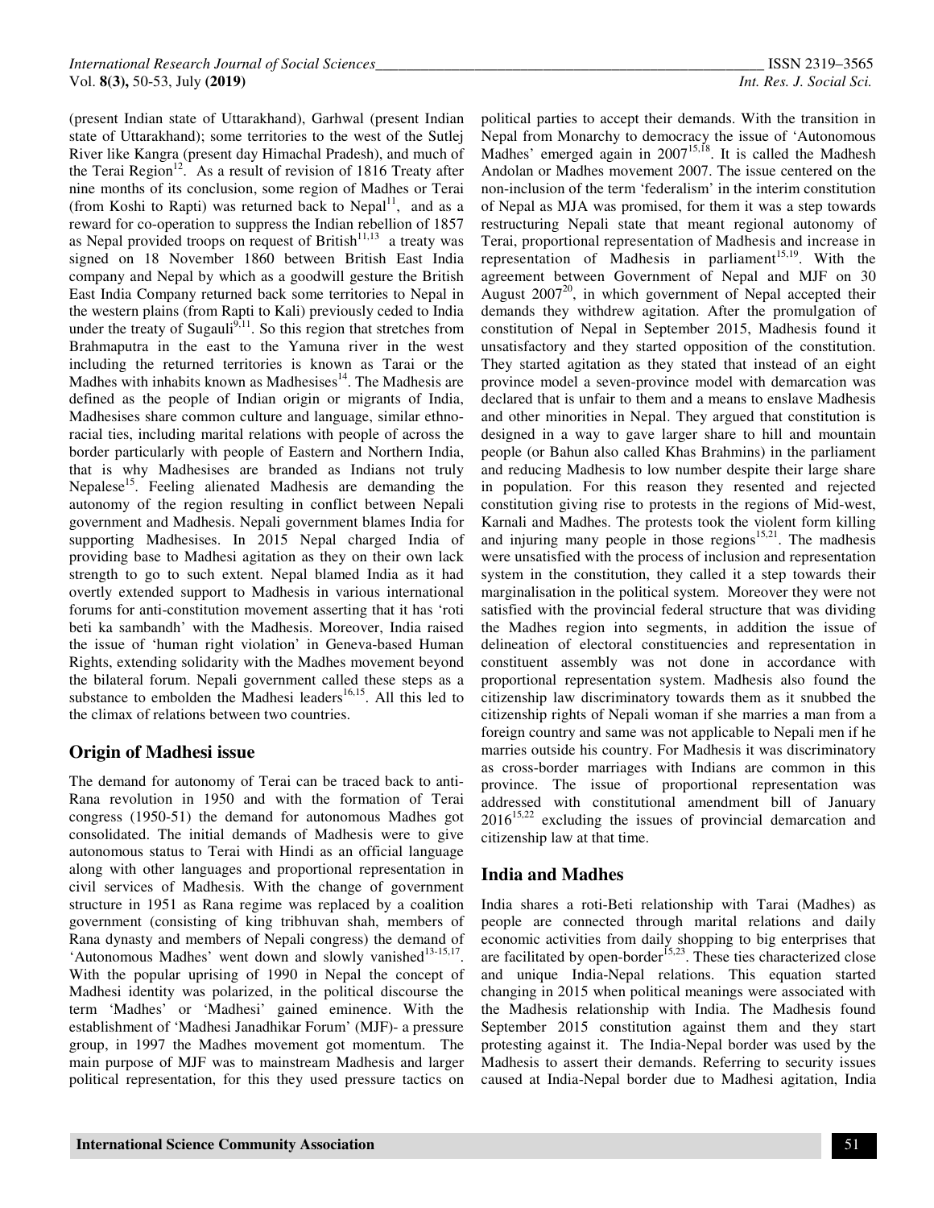(present Indian state of Uttarakhand), Garhwal (present Indian state of Uttarakhand); some territories to the west of the Sutlej River like Kangra (present day Himachal Pradesh), and much of the Terai Region[12]. As a result of revision of 1816 Treaty after nine months of its conclusion, some region of Madhes or Terai (from Koshi to Rapti) was returned back to Nepal[11], and as a reward for co-operation to suppress the Indian rebellion of 1857 as Nepal provided troops on request of British[11,13] a treaty was signed on 18 November 1860 between British East India company and Nepal by which as a goodwill gesture the British East India Company returned back some territories to Nepal in the western plains (from Rapti to Kali) previously ceded to India under the treaty of Sugauli[9,11]. So this region that stretches from Brahmaputra in the east to the Yamuna river in the west including the returned territories is known as Tarai or the Madhes with inhabits known as Madhesises[14]. The Madhesis are defined as the people of Indian origin or migrants of India, Madhesises share common culture and language, similar ethno-racial ties, including marital relations with people of across the border particularly with people of Eastern and Northern India, that is why Madhesises are branded as Indians not truly Nepalese[15]. Feeling alienated Madhesis are demanding the autonomy of the region resulting in conflict between Nepali government and Madhesis. Nepali government blames India for supporting Madhesises. In 2015 Nepal charged India of providing base to Madhesi agitation as they on their own lack strength to go to such extent. Nepal blamed India as it had overtly extended support to Madhesis in various international forums for anti-constitution movement asserting that it has 'roti beti ka sambandh' with the Madhesis. Moreover, India raised the issue of 'human right violation' in Geneva-based Human Rights, extending solidarity with the Madhes movement beyond the bilateral forum. Nepali government called these steps as a substance to embolden the Madhesi leaders[16,15]. All this led to the climax of relations between two countries.

## Origin of Madhesi issue

The demand for autonomy of Terai can be traced back to anti-Rana revolution in 1950 and with the formation of Terai congress (1950-51) the demand for autonomous Madhes got consolidated. The initial demands of Madhesis were to give autonomous status to Terai with Hindi as an official language along with other languages and proportional representation in civil services of Madhesis. With the change of government structure in 1951 as Rana regime was replaced by a coalition government (consisting of king tribhuvan shah, members of Rana dynasty and members of Nepali congress) the demand of 'Autonomous Madhes' went down and slowly vanished[13-15,17]. With the popular uprising of 1990 in Nepal the concept of Madhesi identity was polarized, in the political discourse the term 'Madhes' or 'Madhesi' gained eminence. With the establishment of 'Madhesi Janadhikar Forum' (MJF)- a pressure group, in 1997 the Madhes movement got momentum. The main purpose of MJF was to mainstream Madhesis and larger political representation, for this they used pressure tactics on political parties to accept their demands. With the transition in Nepal from Monarchy to democracy the issue of 'Autonomous Madhes' emerged again in 2007[15,18]. It is called the Madhesh Andolan or Madhes movement 2007. The issue centered on the non-inclusion of the term 'federalism' in the interim constitution of Nepal as MJA was promised, for them it was a step towards restructuring Nepali state that meant regional autonomy of Terai, proportional representation of Madhesis and increase in representation of Madhesis in parliament[15,19]. With the agreement between Government of Nepal and MJF on 30 August 2007[20], in which government of Nepal accepted their demands they withdrew agitation. After the promulgation of constitution of Nepal in September 2015, Madhesis found it unsatisfactory and they started opposition of the constitution. They started agitation as they stated that instead of an eight province model a seven-province model with demarcation was declared that is unfair to them and a means to enslave Madhesis and other minorities in Nepal. They argued that constitution is designed in a way to gave larger share to hill and mountain people (or Bahun also called Khas Brahmins) in the parliament and reducing Madhesis to low number despite their large share in population. For this reason they resented and rejected constitution giving rise to protests in the regions of Mid-west, Karnali and Madhes. The protests took the violent form killing and injuring many people in those regions[15,21]. The madhesis were unsatisfied with the process of inclusion and representation system in the constitution, they called it a step towards their marginalisation in the political system. Moreover they were not satisfied with the provincial federal structure that was dividing the Madhes region into segments, in addition the issue of delineation of electoral constituencies and representation in constituent assembly was not done in accordance with proportional representation system. Madhesis also found the citizenship law discriminatory towards them as it snubbed the citizenship rights of Nepali woman if she marries a man from a foreign country and same was not applicable to Nepali men if he marries outside his country. For Madhesis it was discriminatory as cross-border marriages with Indians are common in this province. The issue of proportional representation was addressed with constitutional amendment bill of January 2016[15,22] excluding the issues of provincial demarcation and citizenship law at that time.

## India and Madhes

India shares a roti-Beti relationship with Tarai (Madhes) as people are connected through marital relations and daily economic activities from daily shopping to big enterprises that are facilitated by open-border[15,23]. These ties characterized close and unique India-Nepal relations. This equation started changing in 2015 when political meanings were associated with the Madhesis relationship with India. The Madhesis found September 2015 constitution against them and they start protesting against it. The India-Nepal border was used by the Madhesis to assert their demands. Referring to security issues caused at India-Nepal border due to Madhesi agitation, India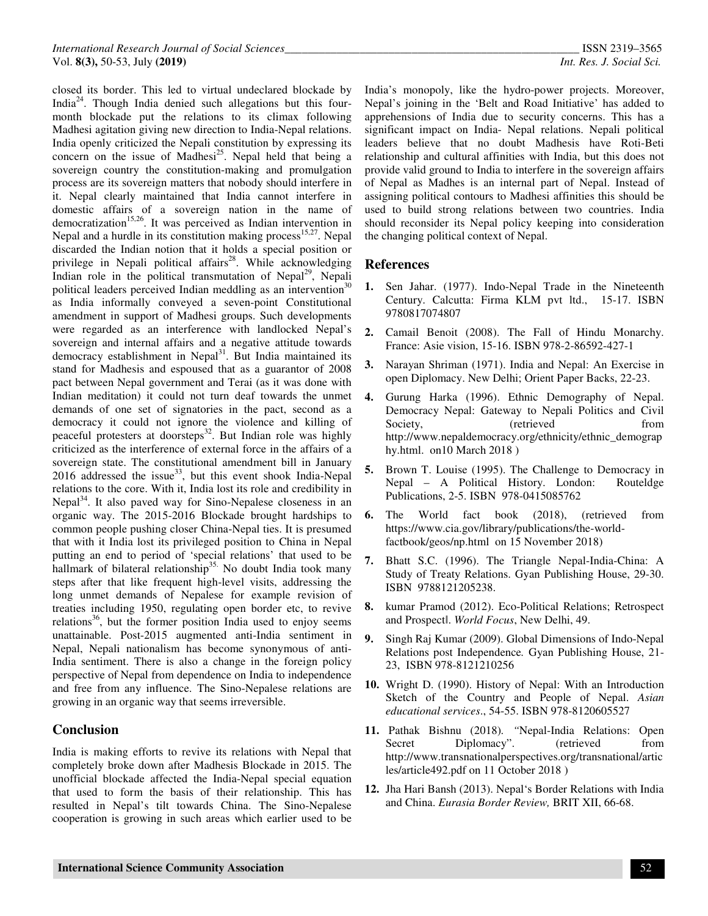closed its border. This led to virtual undeclared blockade by India[24]. Though India denied such allegations but this four-month blockade put the relations to its climax following Madhesi agitation giving new direction to India-Nepal relations. India openly criticized the Nepali constitution by expressing its concern on the issue of Madhesi[25]. Nepal held that being a sovereign country the constitution-making and promulgation process are its sovereign matters that nobody should interfere in it. Nepal clearly maintained that India cannot interfere in domestic affairs of a sovereign nation in the name of democratization[15,26]. It was perceived as Indian intervention in Nepal and a hurdle in its constitution making process[15,27]. Nepal discarded the Indian notion that it holds a special position or privilege in Nepali political affairs[28]. While acknowledging Indian role in the political transmutation of Nepal[29], Nepali political leaders perceived Indian meddling as an intervention[30] as India informally conveyed a seven-point Constitutional amendment in support of Madhesi groups. Such developments were regarded as an interference with landlocked Nepal's sovereign and internal affairs and a negative attitude towards democracy establishment in Nepal[31]. But India maintained its stand for Madhesis and espoused that as a guarantor of 2008 pact between Nepal government and Terai (as it was done with Indian meditation) it could not turn deaf towards the unmet demands of one set of signatories in the pact, second as a democracy it could not ignore the violence and killing of peaceful protesters at doorsteps[32]. But Indian role was highly criticized as the interference of external force in the affairs of a sovereign state. The constitutional amendment bill in January 2016 addressed the issue[33], but this event shook India-Nepal relations to the core. With it, India lost its role and credibility in Nepal[34]. It also paved way for Sino-Nepalese closeness in an organic way. The 2015-2016 Blockade brought hardships to common people pushing closer China-Nepal ties. It is presumed that with it India lost its privileged position to China in Nepal putting an end to period of 'special relations' that used to be hallmark of bilateral relationship[35]. No doubt India took many steps after that like frequent high-level visits, addressing the long unmet demands of Nepalese for example revision of treaties including 1950, regulating open border etc, to revive relations[36], but the former position India used to enjoy seems unattainable. Post-2015 augmented anti-India sentiment in Nepal, Nepali nationalism has become synonymous of anti-India sentiment. There is also a change in the foreign policy perspective of Nepal from dependence on India to independence and free from any influence. The Sino-Nepalese relations are growing in an organic way that seems irreversible.

## Conclusion

India is making efforts to revive its relations with Nepal that completely broke down after Madhesis Blockade in 2015. The unofficial blockade affected the India-Nepal special equation that used to form the basis of their relationship. This has resulted in Nepal's tilt towards China. The Sino-Nepalese cooperation is growing in such areas which earlier used to be India's monopoly, like the hydro-power projects. Moreover, Nepal's joining in the 'Belt and Road Initiative' has added to apprehensions of India due to security concerns. This has a significant impact on India- Nepal relations. Nepali political leaders believe that no doubt Madhesis have Roti-Beti relationship and cultural affinities with India, but this does not provide valid ground to India to interfere in the sovereign affairs of Nepal as Madhes is an internal part of Nepal. Instead of assigning political contours to Madhesi affinities this should be used to build strong relations between two countries. India should reconsider its Nepal policy keeping into consideration the changing political context of Nepal.

## References

1. Sen Jahar. (1977). Indo-Nepal Trade in the Nineteenth Century. Calcutta: Firma KLM pvt ltd., 15-17. ISBN 9780817074807
2. Camail Benoit (2008). The Fall of Hindu Monarchy. France: Asie vision, 15-16. ISBN 978-2-86592-427-1
3. Narayan Shriman (1971). India and Nepal: An Exercise in open Diplomacy. New Delhi; Orient Paper Backs, 22-23.
4. Gurung Harka (1996). Ethnic Demography of Nepal. Democracy Nepal: Gateway to Nepali Politics and Civil Society, (retrieved from http://www.nepaldemocracy.org/ethnicity/ethnic_demography.html. on10 March 2018 )
5. Brown T. Louise (1995). The Challenge to Democracy in Nepal – A Political History. London: Routeldge Publications, 2-5. ISBN 978-0415085762
6. The World fact book (2018), (retrieved from https://www.cia.gov/library/publications/the-world-factbook/geos/np.html on 15 November 2018)
7. Bhatt S.C. (1996). The Triangle Nepal-India-China: A Study of Treaty Relations. Gyan Publishing House, 29-30. ISBN 9788121205238.
8. kumar Pramod (2012). Eco-Political Relations; Retrospect and Prospect‖. *World Focus*, New Delhi, 49.
9. Singh Raj Kumar (2009). Global Dimensions of Indo-Nepal Relations post Independence. Gyan Publishing House, 21-23, ISBN 978-8121210256
10. Wright D. (1990). History of Nepal: With an Introduction Sketch of the Country and People of Nepal. *Asian educational services*., 54-55. ISBN 978-8120605527
11. Pathak Bishnu (2018). "Nepal-India Relations: Open Secret Diplomacy". (retrieved from http://www.transnationalperspectives.org/transnational/articles/article492.pdf on 11 October 2018 )
12. Jha Hari Bansh (2013). Nepal's Border Relations with India and China. *Eurasia Border Review,* BRIT XII, 66-68.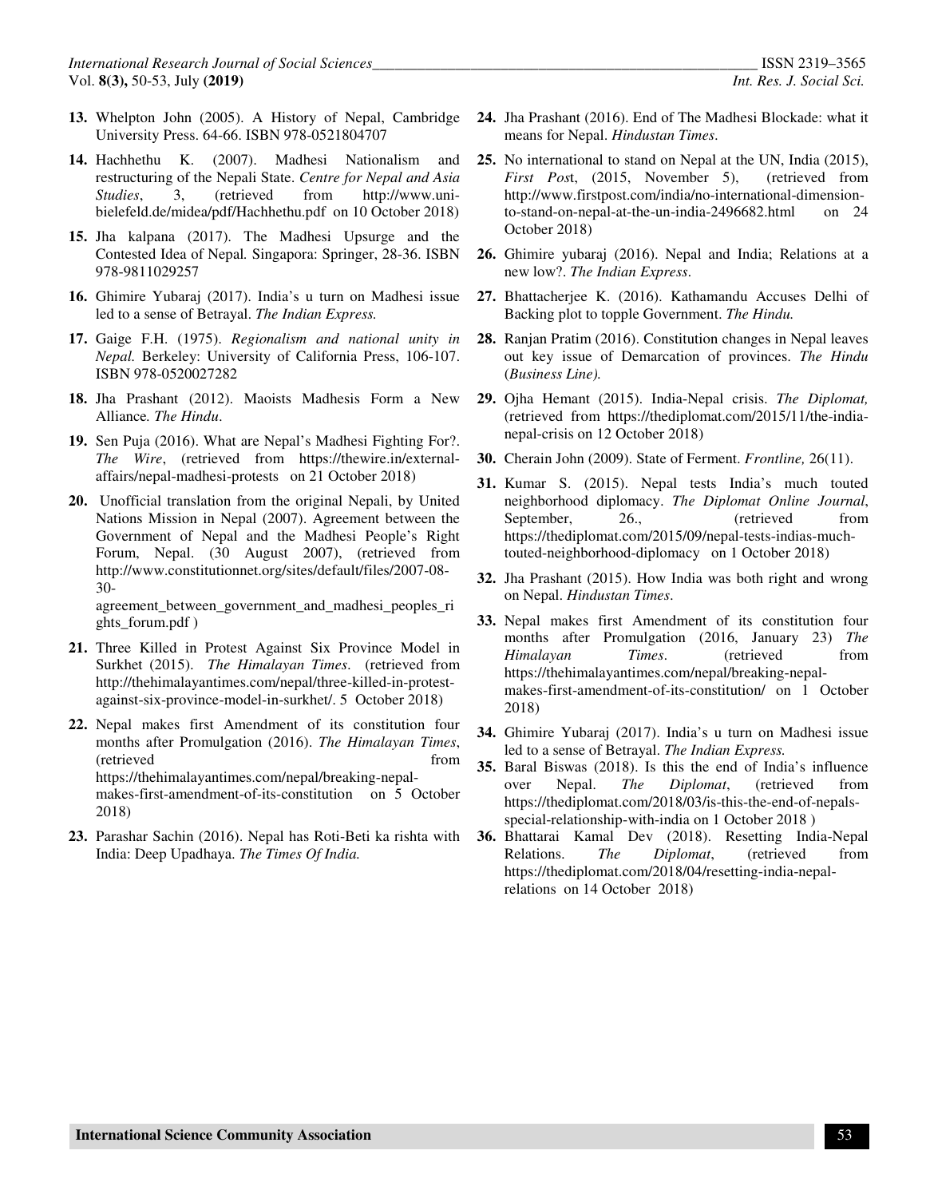13. Whelpton John (2005). A History of Nepal, Cambridge University Press. 64-66. ISBN 978-0521804707

14. Hachhethu K. (2007). Madhesi Nationalism and restructuring of the Nepali State. *Centre for Nepal and Asia Studies*, 3, (retrieved from http://www.uni-bielefeld.de/midea/pdf/Hachhethu.pdf on 10 October 2018)

15. Jha kalpana (2017). The Madhesi Upsurge and the Contested Idea of Nepal. Singapora: Springer, 28-36. ISBN 978-9811029257

16. Ghimire Yubaraj (2017). India's u turn on Madhesi issue led to a sense of Betrayal. *The Indian Express.*

17. Gaige F.H. (1975). *Regionalism and national unity in Nepal.* Berkeley: University of California Press, 106-107. ISBN 978-0520027282

18. Jha Prashant (2012). Maoists Madhesis Form a New Alliance. *The Hindu*.

19. Sen Puja (2016). What are Nepal's Madhesi Fighting For?. *The Wire*, (retrieved from https://thewire.in/external-affairs/nepal-madhesi-protests on 21 October 2018)

20. Unofficial translation from the original Nepali, by United Nations Mission in Nepal (2007). Agreement between the Government of Nepal and the Madhesi People's Right Forum, Nepal. (30 August 2007), (retrieved from http://www.constitutionnet.org/sites/default/files/2007-08-30-agreement_between_government_and_madhesi_peoples_rights_forum.pdf )

21. Three Killed in Protest Against Six Province Model in Surkhet (2015). *The Himalayan Times*. (retrieved from http://thehimalayantimes.com/nepal/three-killed-in-protest-against-six-province-model-in-surkhet/. 5 October 2018)

22. Nepal makes first Amendment of its constitution four months after Promulgation (2016). *The Himalayan Times*, (retrieved from https://thehimalayantimes.com/nepal/breaking-nepal-makes-first-amendment-of-its-constitution on 5 October 2018)

23. Parashar Sachin (2016). Nepal has Roti-Beti ka rishta with India: Deep Upadhaya. *The Times Of India.*

24. Jha Prashant (2016). End of The Madhesi Blockade: what it means for Nepal. *Hindustan Times*.

25. No international to stand on Nepal at the UN, India (2015), *First Pos*t, (2015, November 5), (retrieved from http://www.firstpost.com/india/no-international-dimension-to-stand-on-nepal-at-the-un-india-2496682.html on 24 October 2018)

26. Ghimire yubaraj (2016). Nepal and India; Relations at a new low?. *The Indian Express*.

27. Bhattacherjee K. (2016). Kathamandu Accuses Delhi of Backing plot to topple Government. *The Hindu.*

28. Ranjan Pratim (2016). Constitution changes in Nepal leaves out key issue of Demarcation of provinces. *The Hindu* (*Business Line).*

29. Ojha Hemant (2015). India-Nepal crisis. *The Diplomat,* (retrieved from https://thediplomat.com/2015/11/the-india-nepal-crisis on 12 October 2018)

30. Cherain John (2009). State of Ferment. *Frontline,* 26(11).

31. Kumar S. (2015). Nepal tests India's much touted neighborhood diplomacy. *The Diplomat Online Journal*, September, 26., (retrieved from https://thediplomat.com/2015/09/nepal-tests-indias-much-touted-neighborhood-diplomacy on 1 October 2018)

32. Jha Prashant (2015). How India was both right and wrong on Nepal. *Hindustan Times*.

33. Nepal makes first Amendment of its constitution four months after Promulgation (2016, January 23) *The Himalayan Times*. (retrieved from https://thehimalayantimes.com/nepal/breaking-nepal-makes-first-amendment-of-its-constitution/ on 1 October 2018)

34. Ghimire Yubaraj (2017). India's u turn on Madhesi issue led to a sense of Betrayal. *The Indian Express.*

35. Baral Biswas (2018). Is this the end of India's influence over Nepal. *The Diplomat*, (retrieved from https://thediplomat.com/2018/03/is-this-the-end-of-nepals-special-relationship-with-india on 1 October 2018 )

36. Bhattarai Kamal Dev (2018). Resetting India-Nepal Relations. *The Diplomat*, (retrieved from https://thediplomat.com/2018/04/resetting-india-nepal-relations on 14 October 2018)